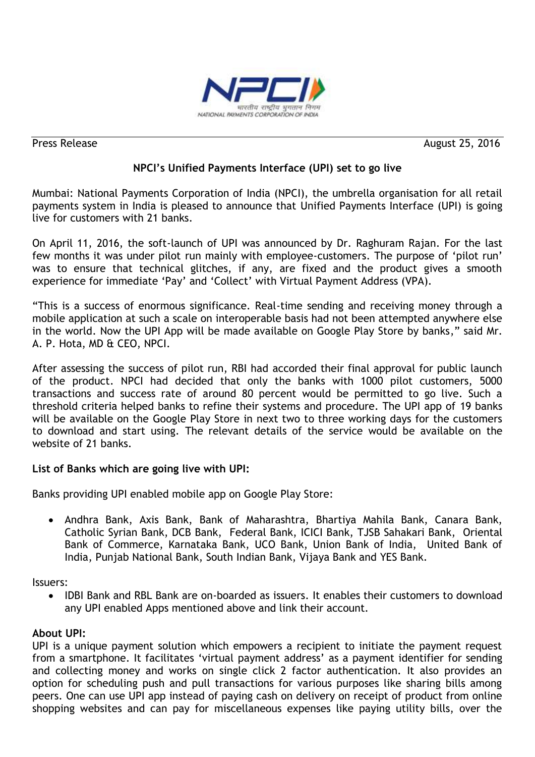Press Release August 25, 2016

## NPCI's Unified Payments Interface (UPI) set to go live

Mumbai: National Payments Corporation of India (NPCI), the umbrella organisation for all retail payments system in India is pleased to announce that Unified Payments Interface (UPI) is going live for customers with 21 banks.

On April 11, 2016, the soft-launch of UPI was announced by Dr. Raghuram Rajan. For the last few months it was under pilot run mainly with employee-customers. The purpose of 'pilot run' was to ensure that technical glitches, if any, are fixed and the product gives a smooth experience for immediate 'Pay' and 'Collect' with Virtual Payment Address (VPA).

"This is a success of enormous significance. Real-time sending and receiving money through a mobile application at such a scale on interoperable basis had not been attempted anywhere else in the world. Now the UPI App will be made available on Google Play Store by banks," said Mr. A. P. Hota, MD & CEO, NPCI.

After assessing the success of pilot run, RBI had accorded their final approval for public launch of the product. NPCI had decided that only the banks with 1000 pilot customers, 5000 transactions and success rate of around 80 percent would be permitted to go live. Such a threshold criteria helped banks to refine their systems and procedure. The UPI app of 19 banks will be available on the Google Play Store in next two to three working days for the customers to download and start using. The relevant details of the service would be available on the website of 21 banks.

**List of Banks which are going live with UPI:**

Banks providing UPI enabled mobile app on Google Play Store:

- Andhra Bank, Axis Bank, Bank of Maharashtra, Bhartiya Mahila Bank, Canara Bank, Catholic Syrian Bank, DCB Bank, Federal Bank, ICICI Bank, TJSB Sahakari Bank, Oriental Bank of Commerce, Karnataka Bank, UCO Bank, Union Bank of India, United Bank of India, Punjab National Bank, South Indian Bank, Vijaya Bank and YES Bank.

Issuers:

- IDBI Bank and RBL Bank are on-boarded as issuers. It enables their customers to download any UPI enabled Apps mentioned above and link their account.

**About UPI:**

UPI is a unique payment solution which empowers a recipient to initiate the payment request from a smartphone. It facilitates 'virtual payment address' as a payment identifier for sending and collecting money and works on single click 2 factor authentication. It also provides an option for scheduling push and pull transactions for various purposes like sharing bills among peers. One can use UPI app instead of paying cash on delivery on receipt of product from online shopping websites and can pay for miscellaneous expenses like paying utility bills, over the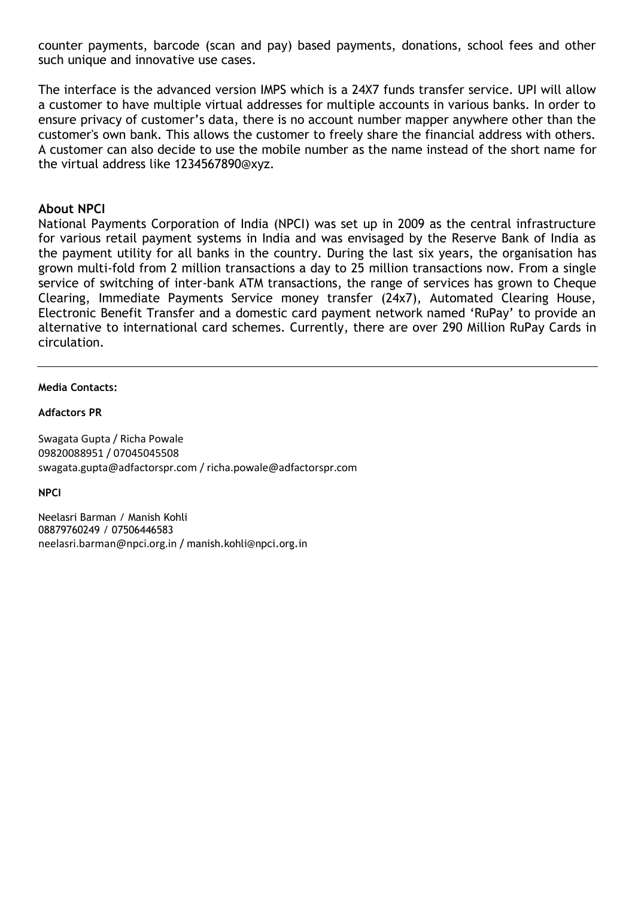counter payments, barcode (scan and pay) based payments, donations, school fees and other such unique and innovative use cases.

The interface is the advanced version IMPS which is a 24X7 funds transfer service. UPI will allow a customer to have multiple virtual addresses for multiple accounts in various banks. In order to ensure privacy of customer's data, there is no account number mapper anywhere other than the customer's own bank. This allows the customer to freely share the financial address with others. A customer can also decide to use the mobile number as the name instead of the short name for the virtual address like 1234567890@xyz.

## About NPCI

National Payments Corporation of India (NPCI) was set up in 2009 as the central infrastructure for various retail payment systems in India and was envisaged by the Reserve Bank of India as the payment utility for all banks in the country. During the last six years, the organisation has grown multi-fold from 2 million transactions a day to 25 million transactions now. From a single service of switching of inter-bank ATM transactions, the range of services has grown to Cheque Clearing, Immediate Payments Service money transfer (24x7), Automated Clearing House, Electronic Benefit Transfer and a domestic card payment network named 'RuPay' to provide an alternative to international card schemes. Currently, there are over 290 Million RuPay Cards in circulation.

---

**Media Contacts:**

**Adfactors PR**

Swagata Gupta / Richa Powale
09820088951 / 07045045508
swagata.gupta@adfactorspr.com / richa.powale@adfactorspr.com

**NPCI**

Neelasri Barman / Manish Kohli
08879760249 / 07506446583
neelasri.barman@npci.org.in / manish.kohli@npci.org.in